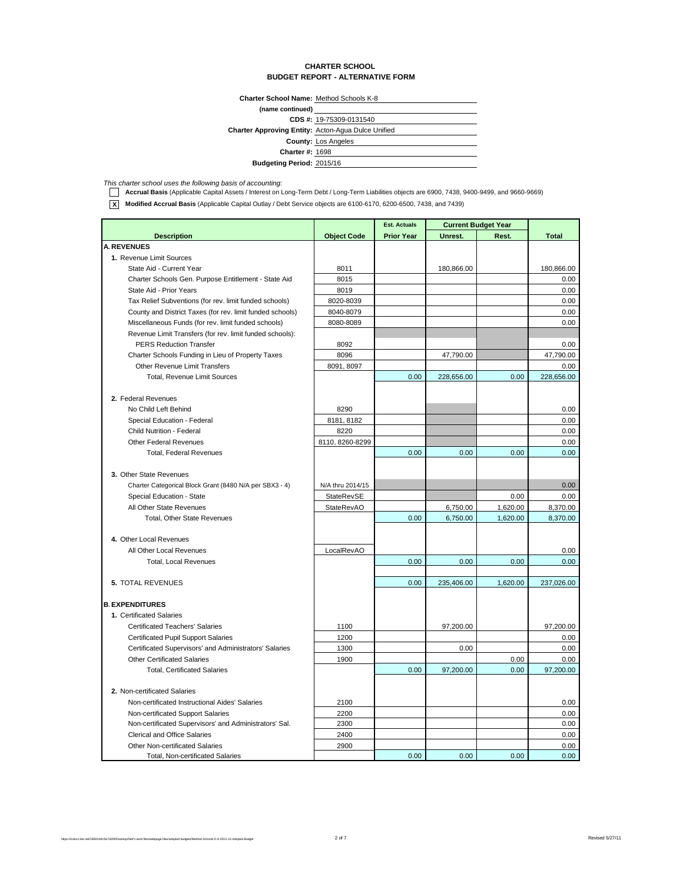# CHARTER SCHOOL
## BUDGET REPORT - ALTERNATIVE FORM

**Charter School Name:** Method Schools K-8
**(name continued)**
**CDS #:** 19-75309-0131540
**Charter Approving Entity:** Acton-Agua Dulce Unified
**County:** Los Angeles
**Charter #:** 1698
**Budgeting Period:** 2015/16

*This charter school uses the following basis of accounting:*

- [ ] **Accrual Basis** (Applicable Capital Assets / Interest on Long-Term Debt / Long-Term Liabilities objects are 6900, 7438, 9400-9499, and 9660-9669)
- [X] **Modified Accrual Basis** (Applicable Capital Outlay / Debt Service objects are 6100-6170, 6200-6500, 7438, and 7439)

| Description | Object Code | Est. Actuals Prior Year | Current Budget Year Unrest. | Current Budget Year Rest. | Total |
|---|---|---|---|---|---|
| **A. REVENUES** | | | | | |
| **1.** Revenue Limit Sources | | | | | |
| State Aid - Current Year | 8011 | | 180,866.00 | | 180,866.00 |
| Charter Schools Gen. Purpose Entitlement - State Aid | 8015 | | | | 0.00 |
| State Aid - Prior Years | 8019 | | | | 0.00 |
| Tax Relief Subventions (for rev. limit funded schools) | 8020-8039 | | | | 0.00 |
| County and District Taxes (for rev. limit funded schools) | 8040-8079 | | | | 0.00 |
| Miscellaneous Funds (for rev. limit funded schools) | 8080-8089 | | | | 0.00 |
| Revenue Limit Transfers (for rev. limit funded schools): | | | | | |
| PERS Reduction Transfer | 8092 | | | | 0.00 |
| Charter Schools Funding in Lieu of Property Taxes | 8096 | | 47,790.00 | | 47,790.00 |
| Other Revenue Limit Transfers | 8091, 8097 | | | | 0.00 |
| Total, Revenue Limit Sources | | 0.00 | 228,656.00 | 0.00 | 228,656.00 |
| **2.** Federal Revenues | | | | | |
| No Child Left Behind | 8290 | | | | 0.00 |
| Special Education - Federal | 8181, 8182 | | | | 0.00 |
| Child Nutrition - Federal | 8220 | | | | 0.00 |
| Other Federal Revenues | 8110, 8260-8299 | | | | 0.00 |
| Total, Federal Revenues | | 0.00 | 0.00 | 0.00 | 0.00 |
| **3.** Other State Revenues | | | | | |
| Charter Categorical Block Grant (8480 N/A per SBX3 - 4) | N/A thru 2014/15 | | | | 0.00 |
| Special Education - State | StateRevSE | | | 0.00 | 0.00 |
| All Other State Revenues | StateRevAO | | 6,750.00 | 1,620.00 | 8,370.00 |
| Total, Other State Revenues | | 0.00 | 6,750.00 | 1,620.00 | 8,370.00 |
| **4.** Other Local Revenues | | | | | |
| All Other Local Revenues | LocalRevAO | | | | 0.00 |
| Total, Local Revenues | | 0.00 | 0.00 | 0.00 | 0.00 |
| **5.** TOTAL REVENUES | | 0.00 | 235,406.00 | 1,620.00 | 237,026.00 |
| **B. EXPENDITURES** | | | | | |
| **1.** Certificated Salaries | | | | | |
| Certificated Teachers' Salaries | 1100 | | 97,200.00 | | 97,200.00 |
| Certificated Pupil Support Salaries | 1200 | | | | 0.00 |
| Certificated Supervisors' and Administrators' Salaries | 1300 | | 0.00 | | 0.00 |
| Other Certificated Salaries | 1900 | | | 0.00 | 0.00 |
| Total, Certificated Salaries | | 0.00 | 97,200.00 | 0.00 | 97,200.00 |
| **2.** Non-certificated Salaries | | | | | |
| Non-certificated Instructional Aides' Salaries | 2100 | | | | 0.00 |
| Non-certificated Support Salaries | 2200 | | | | 0.00 |
| Non-certificated Supervisors' and Administrators' Sal. | 2300 | | | | 0.00 |
| Clerical and Office Salaries | 2400 | | | | 0.00 |
| Other Non-certificated Salaries | 2900 | | | | 0.00 |
| Total, Non-certificated Salaries | | 0.00 | 0.00 | 0.00 | 0.00 |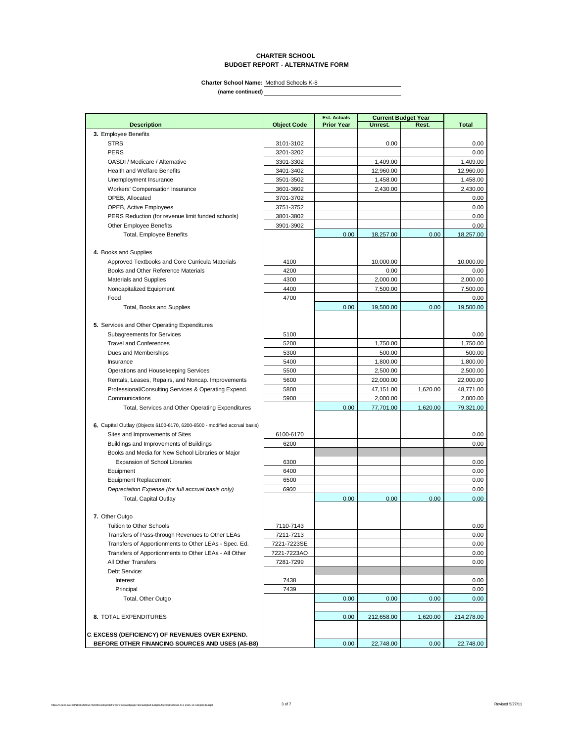**CHARTER SCHOOL**
**BUDGET REPORT - ALTERNATIVE FORM**

**Charter School Name:** Method Schools K-8
**(name continued)**

| Description | Object Code | Est. Actuals Prior Year | Current Budget Year Unrest. | Current Budget Year Rest. | Total |
|---|---|---|---|---|---|
| **3.** Employee Benefits | | | | | |
| STRS | 3101-3102 | | 0.00 | | 0.00 |
| PERS | 3201-3202 | | | | 0.00 |
| OASDI / Medicare / Alternative | 3301-3302 | | 1,409.00 | | 1,409.00 |
| Health and Welfare Benefits | 3401-3402 | | 12,960.00 | | 12,960.00 |
| Unemployment Insurance | 3501-3502 | | 1,458.00 | | 1,458.00 |
| Workers' Compensation Insurance | 3601-3602 | | 2,430.00 | | 2,430.00 |
| OPEB, Allocated | 3701-3702 | | | | 0.00 |
| OPEB, Active Employees | 3751-3752 | | | | 0.00 |
| PERS Reduction (for revenue limit funded schools) | 3801-3802 | | | | 0.00 |
| Other Employee Benefits | 3901-3902 | | | | 0.00 |
| Total, Employee Benefits | | 0.00 | 18,257.00 | 0.00 | 18,257.00 |
| | | | | | |
| **4.** Books and Supplies | | | | | |
| Approved Textbooks and Core Curricula Materials | 4100 | | 10,000.00 | | 10,000.00 |
| Books and Other Reference Materials | 4200 | | 0.00 | | 0.00 |
| Materials and Supplies | 4300 | | 2,000.00 | | 2,000.00 |
| Noncapitalized Equipment | 4400 | | 7,500.00 | | 7,500.00 |
| Food | 4700 | | | | 0.00 |
| Total, Books and Supplies | | 0.00 | 19,500.00 | 0.00 | 19,500.00 |
| | | | | | |
| **5.** Services and Other Operating Expenditures | | | | | |
| Subagreements for Services | 5100 | | | | 0.00 |
| Travel and Conferences | 5200 | | 1,750.00 | | 1,750.00 |
| Dues and Memberships | 5300 | | 500.00 | | 500.00 |
| Insurance | 5400 | | 1,800.00 | | 1,800.00 |
| Operations and Housekeeping Services | 5500 | | 2,500.00 | | 2,500.00 |
| Rentals, Leases, Repairs, and Noncap. Improvements | 5600 | | 22,000.00 | | 22,000.00 |
| Professional/Consulting Services & Operating Expend. | 5800 | | 47,151.00 | 1,620.00 | 48,771.00 |
| Communications | 5900 | | 2,000.00 | | 2,000.00 |
| Total, Services and Other Operating Expenditures | | 0.00 | 77,701.00 | 1,620.00 | 79,321.00 |
| | | | | | |
| **6.** Capital Outlay (Objects 6100-6170, 6200-6500 - modified accrual basis) | | | | | |
| Sites and Improvements of Sites | 6100-6170 | | | | 0.00 |
| Buildings and Improvements of Buildings | 6200 | | | | 0.00 |
| Books and Media for New School Libraries or Major Expansion of School Libraries | 6300 | | | | 0.00 |
| Equipment | 6400 | | | | 0.00 |
| Equipment Replacement | 6500 | | | | 0.00 |
| *Depreciation Expense (for full accrual basis only)* | *6900* | | | | 0.00 |
| Total, Capital Outlay | | 0.00 | 0.00 | 0.00 | 0.00 |
| | | | | | |
| **7.** Other Outgo | | | | | |
| Tuition to Other Schools | 7110-7143 | | | | 0.00 |
| Transfers of Pass-through Revenues to Other LEAs | 7211-7213 | | | | 0.00 |
| Transfers of Apportionments to Other LEAs - Spec. Ed. | 7221-7223SE | | | | 0.00 |
| Transfers of Apportionments to Other LEAs - All Other | 7221-7223AO | | | | 0.00 |
| All Other Transfers | 7281-7299 | | | | 0.00 |
| Debt Service: | | | | | |
| Interest | 7438 | | | | 0.00 |
| Principal | 7439 | | | | 0.00 |
| Total, Other Outgo | | 0.00 | 0.00 | 0.00 | 0.00 |
| | | | | | |
| **8.** TOTAL EXPENDITURES | | 0.00 | 212,658.00 | 1,620.00 | 214,278.00 |
| | | | | | |
| **C. EXCESS (DEFICIENCY) OF REVENUES OVER EXPEND. BEFORE OTHER FINANCING SOURCES AND USES (A5-B8)** | | 0.00 | 22,748.00 | 0.00 | 22,748.00 |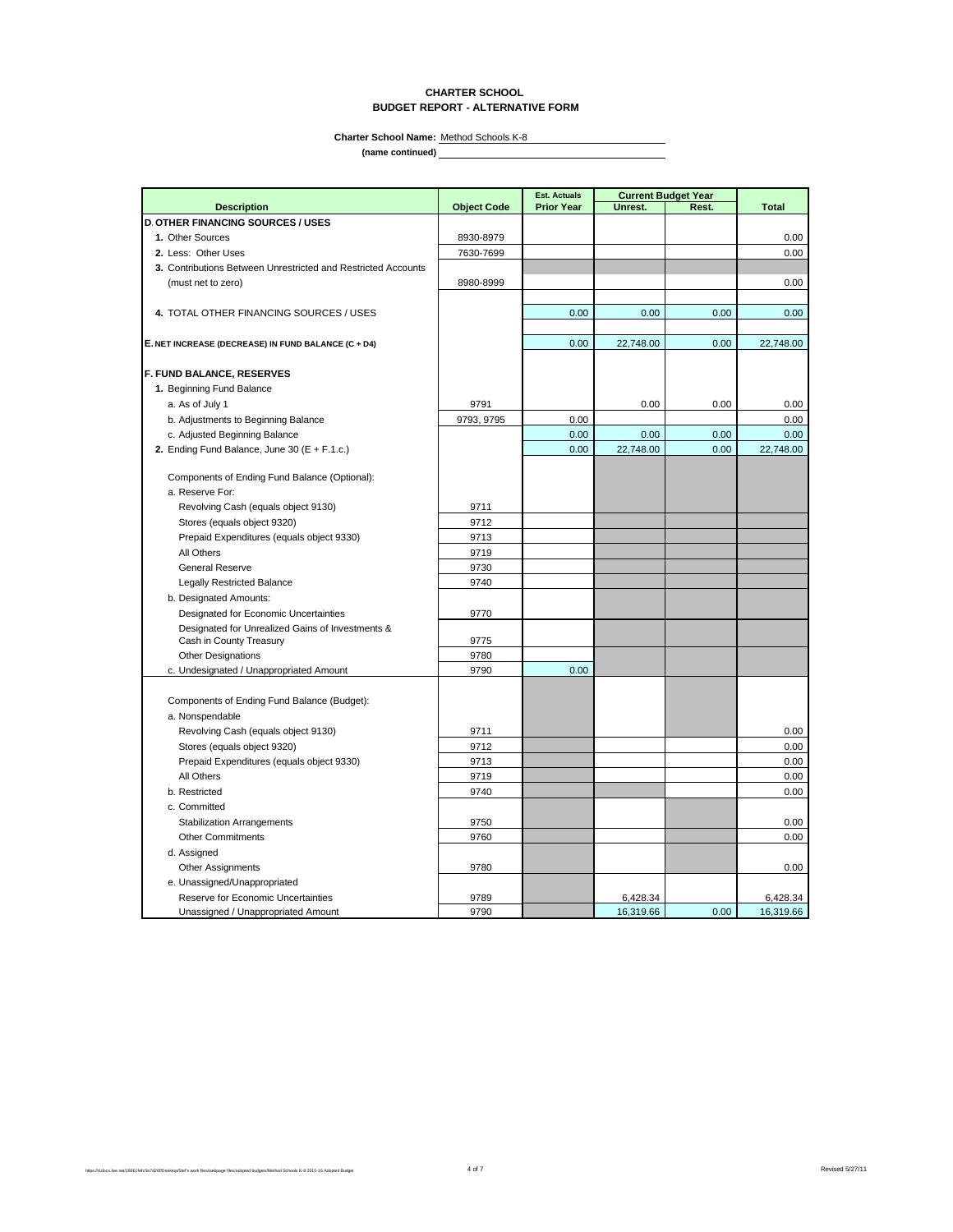**CHARTER SCHOOL**
**BUDGET REPORT - ALTERNATIVE FORM**

**Charter School Name:** Method Schools K-8
**(name continued)**

| Description | Object Code | Est. Actuals Prior Year | Current Budget Year Unrest. | Current Budget Year Rest. | Total |
|---|---|---|---|---|---|
| **D. OTHER FINANCING SOURCES / USES** | | | | | |
| **1.** Other Sources | 8930-8979 | | | | 0.00 |
| **2.** Less: Other Uses | 7630-7699 | | | | 0.00 |
| **3.** Contributions Between Unrestricted and Restricted Accounts (must net to zero) | 8980-8999 | | | | 0.00 |
| **4.** TOTAL OTHER FINANCING SOURCES / USES | | 0.00 | 0.00 | 0.00 | 0.00 |
| **E. NET INCREASE (DECREASE) IN FUND BALANCE (C + D4)** | | 0.00 | 22,748.00 | 0.00 | 22,748.00 |
| **F. FUND BALANCE, RESERVES** | | | | | |
| **1.** Beginning Fund Balance | | | | | |
| a. As of July 1 | 9791 | | 0.00 | 0.00 | 0.00 |
| b. Adjustments to Beginning Balance | 9793, 9795 | 0.00 | | | 0.00 |
| c. Adjusted Beginning Balance | | 0.00 | 0.00 | 0.00 | 0.00 |
| **2.** Ending Fund Balance, June 30 (E + F.1.c.) | | 0.00 | 22,748.00 | 0.00 | 22,748.00 |
| Components of Ending Fund Balance (Optional): | | | | | |
| a. Reserve For: | | | | | |
| Revolving Cash (equals object 9130) | 9711 | | | | |
| Stores (equals object 9320) | 9712 | | | | |
| Prepaid Expenditures (equals object 9330) | 9713 | | | | |
| All Others | 9719 | | | | |
| General Reserve | 9730 | | | | |
| Legally Restricted Balance | 9740 | | | | |
| b. Designated Amounts: | | | | | |
| Designated for Economic Uncertainties | 9770 | | | | |
| Designated for Unrealized Gains of Investments & Cash in County Treasury | 9775 | | | | |
| Other Designations | 9780 | | | | |
| c. Undesignated / Unappropriated Amount | 9790 | 0.00 | | | |
| Components of Ending Fund Balance (Budget): | | | | | |
| a. Nonspendable | | | | | |
| Revolving Cash (equals object 9130) | 9711 | | | | 0.00 |
| Stores (equals object 9320) | 9712 | | | | 0.00 |
| Prepaid Expenditures (equals object 9330) | 9713 | | | | 0.00 |
| All Others | 9719 | | | | 0.00 |
| b. Restricted | 9740 | | | | 0.00 |
| c. Committed | | | | | |
| Stabilization Arrangements | 9750 | | | | 0.00 |
| Other Commitments | 9760 | | | | 0.00 |
| d. Assigned | | | | | |
| Other Assignments | 9780 | | | | 0.00 |
| e. Unassigned/Unappropriated | | | | | |
| Reserve for Economic Uncertainties | 9789 | | 6,428.34 | | 6,428.34 |
| Unassigned / Unappropriated Amount | 9790 | | 16,319.66 | 0.00 | 16,319.66 |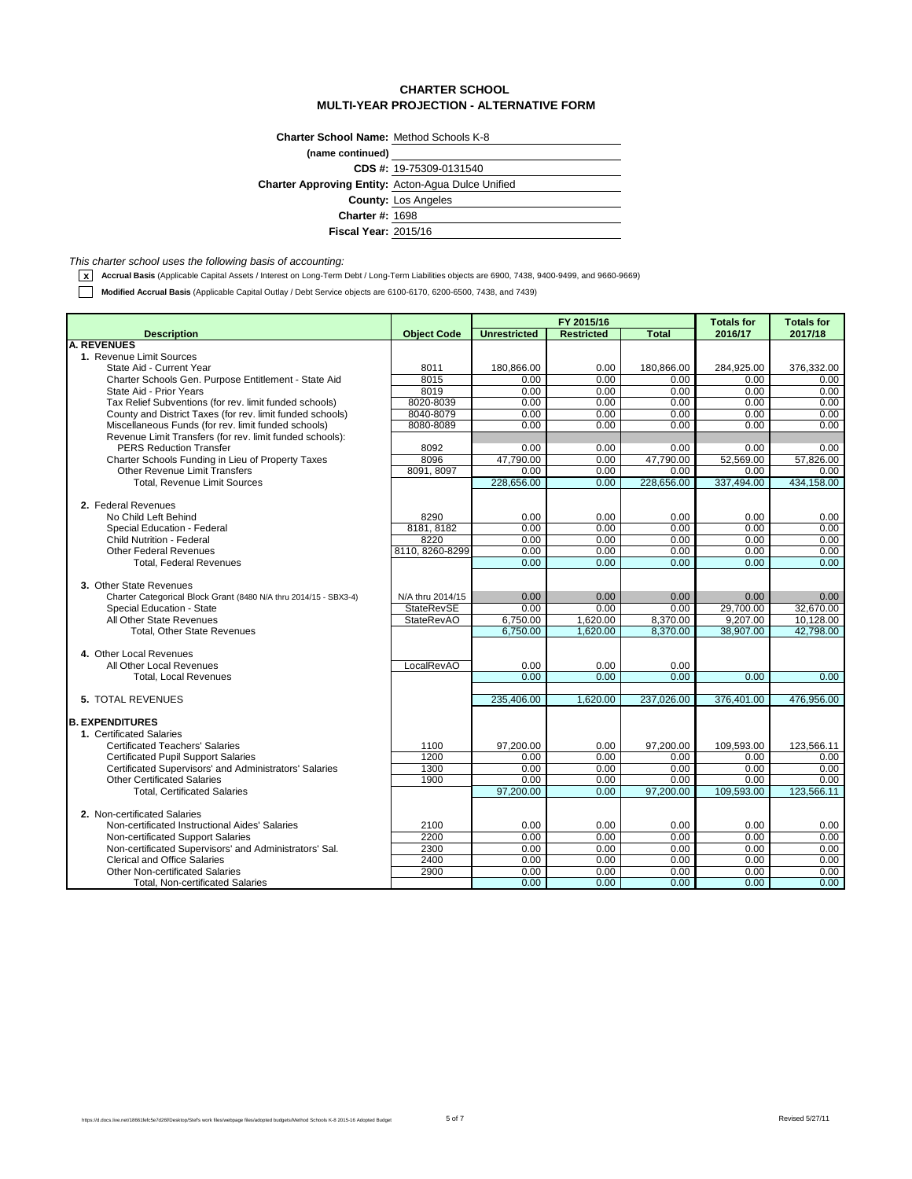# CHARTER SCHOOL
## MULTI-YEAR PROJECTION - ALTERNATIVE FORM

**Charter School Name:** Method Schools K-8

**(name continued)**

**CDS #:** 19-75309-0131540

**Charter Approving Entity:** Acton-Agua Dulce Unified

**County:** Los Angeles

**Charter #:** 1698

**Fiscal Year:** 2015/16

*This charter school uses the following basis of accounting:*

- [x] **Accrual Basis** (Applicable Capital Assets / Interest on Long-Term Debt / Long-Term Liabilities objects are 6900, 7438, 9400-9499, and 9660-9669)
- [ ] **Modified Accrual Basis** (Applicable Capital Outlay / Debt Service objects are 6100-6170, 6200-6500, 7438, and 7439)

| Description | Object Code | FY 2015/16 | | | Totals for | Totals for |
|---|---|---|---|---|---|---|
| | | Unrestricted | Restricted | Total | 2016/17 | 2017/18 |
| **A. REVENUES** | | | | | | |
| 1. Revenue Limit Sources | | | | | | |
| State Aid - Current Year | 8011 | 180,866.00 | 0.00 | 180,866.00 | 284,925.00 | 376,332.00 |
| Charter Schools Gen. Purpose Entitlement - State Aid | 8015 | 0.00 | 0.00 | 0.00 | 0.00 | 0.00 |
| State Aid - Prior Years | 8019 | 0.00 | 0.00 | 0.00 | 0.00 | 0.00 |
| Tax Relief Subventions (for rev. limit funded schools) | 8020-8039 | 0.00 | 0.00 | 0.00 | 0.00 | 0.00 |
| County and District Taxes (for rev. limit funded schools) | 8040-8079 | 0.00 | 0.00 | 0.00 | 0.00 | 0.00 |
| Miscellaneous Funds (for rev. limit funded schools) | 8080-8089 | 0.00 | 0.00 | 0.00 | 0.00 | 0.00 |
| Revenue Limit Transfers (for rev. limit funded schools): | | | | | | |
| PERS Reduction Transfer | 8092 | 0.00 | 0.00 | 0.00 | 0.00 | 0.00 |
| Charter Schools Funding in Lieu of Property Taxes | 8096 | 47,790.00 | 0.00 | 47,790.00 | 52,569.00 | 57,826.00 |
| Other Revenue Limit Transfers | 8091, 8097 | 0.00 | 0.00 | 0.00 | 0.00 | 0.00 |
| Total, Revenue Limit Sources | | 228,656.00 | 0.00 | 228,656.00 | 337,494.00 | 434,158.00 |
| 2. Federal Revenues | | | | | | |
| No Child Left Behind | 8290 | 0.00 | 0.00 | 0.00 | 0.00 | 0.00 |
| Special Education - Federal | 8181, 8182 | 0.00 | 0.00 | 0.00 | 0.00 | 0.00 |
| Child Nutrition - Federal | 8220 | 0.00 | 0.00 | 0.00 | 0.00 | 0.00 |
| Other Federal Revenues | 8110, 8260-8299 | 0.00 | 0.00 | 0.00 | 0.00 | 0.00 |
| Total, Federal Revenues | | 0.00 | 0.00 | 0.00 | 0.00 | 0.00 |
| 3. Other State Revenues | | | | | | |
| Charter Categorical Block Grant (8480 N/A thru 2014/15 - SBX3-4) | N/A thru 2014/15 | 0.00 | 0.00 | 0.00 | 0.00 | 0.00 |
| Special Education - State | StateRevSE | 0.00 | 0.00 | 0.00 | 29,700.00 | 32,670.00 |
| All Other State Revenues | StateRevAO | 6,750.00 | 1,620.00 | 8,370.00 | 9,207.00 | 10,128.00 |
| Total, Other State Revenues | | 6,750.00 | 1,620.00 | 8,370.00 | 38,907.00 | 42,798.00 |
| 4. Other Local Revenues | | | | | | |
| All Other Local Revenues | LocalRevAO | 0.00 | 0.00 | 0.00 | | |
| Total, Local Revenues | | 0.00 | 0.00 | 0.00 | 0.00 | 0.00 |
| 5. TOTAL REVENUES | | 235,406.00 | 1,620.00 | 237,026.00 | 376,401.00 | 476,956.00 |
| **B. EXPENDITURES** | | | | | | |
| 1. Certificated Salaries | | | | | | |
| Certificated Teachers' Salaries | 1100 | 97,200.00 | 0.00 | 97,200.00 | 109,593.00 | 123,566.11 |
| Certificated Pupil Support Salaries | 1200 | 0.00 | 0.00 | 0.00 | 0.00 | 0.00 |
| Certificated Supervisors' and Administrators' Salaries | 1300 | 0.00 | 0.00 | 0.00 | 0.00 | 0.00 |
| Other Certificated Salaries | 1900 | 0.00 | 0.00 | 0.00 | 0.00 | 0.00 |
| Total, Certificated Salaries | | 97,200.00 | 0.00 | 97,200.00 | 109,593.00 | 123,566.11 |
| 2. Non-certificated Salaries | | | | | | |
| Non-certificated Instructional Aides' Salaries | 2100 | 0.00 | 0.00 | 0.00 | 0.00 | 0.00 |
| Non-certificated Support Salaries | 2200 | 0.00 | 0.00 | 0.00 | 0.00 | 0.00 |
| Non-certificated Supervisors' and Administrators' Sal. | 2300 | 0.00 | 0.00 | 0.00 | 0.00 | 0.00 |
| Clerical and Office Salaries | 2400 | 0.00 | 0.00 | 0.00 | 0.00 | 0.00 |
| Other Non-certificated Salaries | 2900 | 0.00 | 0.00 | 0.00 | 0.00 | 0.00 |
| Total, Non-certificated Salaries | | 0.00 | 0.00 | 0.00 | 0.00 | 0.00 |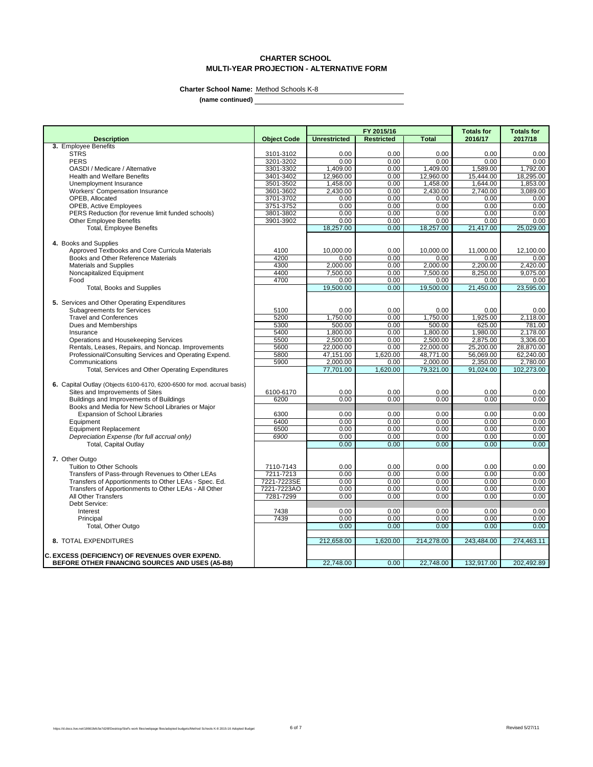**CHARTER SCHOOL**
**MULTI-YEAR PROJECTION - ALTERNATIVE FORM**

**Charter School Name:** Method Schools K-8

**(name continued)**

| Description | Object Code | FY 2015/16 Unrestricted | FY 2015/16 Restricted | FY 2015/16 Total | Totals for 2016/17 | Totals for 2017/18 |
|---|---|---|---|---|---|---|
| **3.** Employee Benefits | | | | | | |
| STRS | 3101-3102 | 0.00 | 0.00 | 0.00 | 0.00 | 0.00 |
| PERS | 3201-3202 | 0.00 | 0.00 | 0.00 | 0.00 | 0.00 |
| OASDI / Medicare / Alternative | 3301-3302 | 1,409.00 | 0.00 | 1,409.00 | 1,589.00 | 1,792.00 |
| Health and Welfare Benefits | 3401-3402 | 12,960.00 | 0.00 | 12,960.00 | 15,444.00 | 18,295.00 |
| Unemployment Insurance | 3501-3502 | 1,458.00 | 0.00 | 1,458.00 | 1,644.00 | 1,853.00 |
| Workers' Compensation Insurance | 3601-3602 | 2,430.00 | 0.00 | 2,430.00 | 2,740.00 | 3,089.00 |
| OPEB, Allocated | 3701-3702 | 0.00 | 0.00 | 0.00 | 0.00 | 0.00 |
| OPEB, Active Employees | 3751-3752 | 0.00 | 0.00 | 0.00 | 0.00 | 0.00 |
| PERS Reduction (for revenue limit funded schools) | 3801-3802 | 0.00 | 0.00 | 0.00 | 0.00 | 0.00 |
| Other Employee Benefits | 3901-3902 | 0.00 | 0.00 | 0.00 | 0.00 | 0.00 |
| Total, Employee Benefits | | 18,257.00 | 0.00 | 18,257.00 | 21,417.00 | 25,029.00 |
| **4.** Books and Supplies | | | | | | |
| Approved Textbooks and Core Curricula Materials | 4100 | 10,000.00 | 0.00 | 10,000.00 | 11,000.00 | 12,100.00 |
| Books and Other Reference Materials | 4200 | 0.00 | 0.00 | 0.00 | 0.00 | 0.00 |
| Materials and Supplies | 4300 | 2,000.00 | 0.00 | 2,000.00 | 2,200.00 | 2,420.00 |
| Noncapitalized Equipment | 4400 | 7,500.00 | 0.00 | 7,500.00 | 8,250.00 | 9,075.00 |
| Food | 4700 | 0.00 | 0.00 | 0.00 | 0.00 | 0.00 |
| Total, Books and Supplies | | 19,500.00 | 0.00 | 19,500.00 | 21,450.00 | 23,595.00 |
| **5.** Services and Other Operating Expenditures | | | | | | |
| Subagreements for Services | 5100 | 0.00 | 0.00 | 0.00 | 0.00 | 0.00 |
| Travel and Conferences | 5200 | 1,750.00 | 0.00 | 1,750.00 | 1,925.00 | 2,118.00 |
| Dues and Memberships | 5300 | 500.00 | 0.00 | 500.00 | 625.00 | 781.00 |
| Insurance | 5400 | 1,800.00 | 0.00 | 1,800.00 | 1,980.00 | 2,178.00 |
| Operations and Housekeeping Services | 5500 | 2,500.00 | 0.00 | 2,500.00 | 2,875.00 | 3,306.00 |
| Rentals, Leases, Repairs, and Noncap. Improvements | 5600 | 22,000.00 | 0.00 | 22,000.00 | 25,200.00 | 28,870.00 |
| Professional/Consulting Services and Operating Expend. | 5800 | 47,151.00 | 1,620.00 | 48,771.00 | 56,069.00 | 62,240.00 |
| Communications | 5900 | 2,000.00 | 0.00 | 2,000.00 | 2,350.00 | 2,780.00 |
| Total, Services and Other Operating Expenditures | | 77,701.00 | 1,620.00 | 79,321.00 | 91,024.00 | 102,273.00 |
| **6.** Capital Outlay (Objects 6100-6170, 6200-6500 for mod. accrual basis) | | | | | | |
| Sites and Improvements of Sites | 6100-6170 | 0.00 | 0.00 | 0.00 | 0.00 | 0.00 |
| Buildings and Improvements of Buildings | 6200 | 0.00 | 0.00 | 0.00 | 0.00 | 0.00 |
| Books and Media for New School Libraries or Major Expansion of School Libraries | 6300 | 0.00 | 0.00 | 0.00 | 0.00 | 0.00 |
| Equipment | 6400 | 0.00 | 0.00 | 0.00 | 0.00 | 0.00 |
| Equipment Replacement | 6500 | 0.00 | 0.00 | 0.00 | 0.00 | 0.00 |
| *Depreciation Expense (for full accrual only)* | *6900* | 0.00 | 0.00 | 0.00 | 0.00 | 0.00 |
| Total, Capital Outlay | | 0.00 | 0.00 | 0.00 | 0.00 | 0.00 |
| **7.** Other Outgo | | | | | | |
| Tuition to Other Schools | 7110-7143 | 0.00 | 0.00 | 0.00 | 0.00 | 0.00 |
| Transfers of Pass-through Revenues to Other LEAs | 7211-7213 | 0.00 | 0.00 | 0.00 | 0.00 | 0.00 |
| Transfers of Apportionments to Other LEAs - Spec. Ed. | 7221-7223SE | 0.00 | 0.00 | 0.00 | 0.00 | 0.00 |
| Transfers of Apportionments to Other LEAs - All Other | 7221-7223AO | 0.00 | 0.00 | 0.00 | 0.00 | 0.00 |
| All Other Transfers | 7281-7299 | 0.00 | 0.00 | 0.00 | 0.00 | 0.00 |
| Debt Service: | | | | | | |
| Interest | 7438 | 0.00 | 0.00 | 0.00 | 0.00 | 0.00 |
| Principal | 7439 | 0.00 | 0.00 | 0.00 | 0.00 | 0.00 |
| Total, Other Outgo | | 0.00 | 0.00 | 0.00 | 0.00 | 0.00 |
| **8.** TOTAL EXPENDITURES | | 212,658.00 | 1,620.00 | 214,278.00 | 243,484.00 | 274,463.11 |
| **C. EXCESS (DEFICIENCY) OF REVENUES OVER EXPEND. BEFORE OTHER FINANCING SOURCES AND USES (A5-B8)** | | 22,748.00 | 0.00 | 22,748.00 | 132,917.00 | 202,492.89 |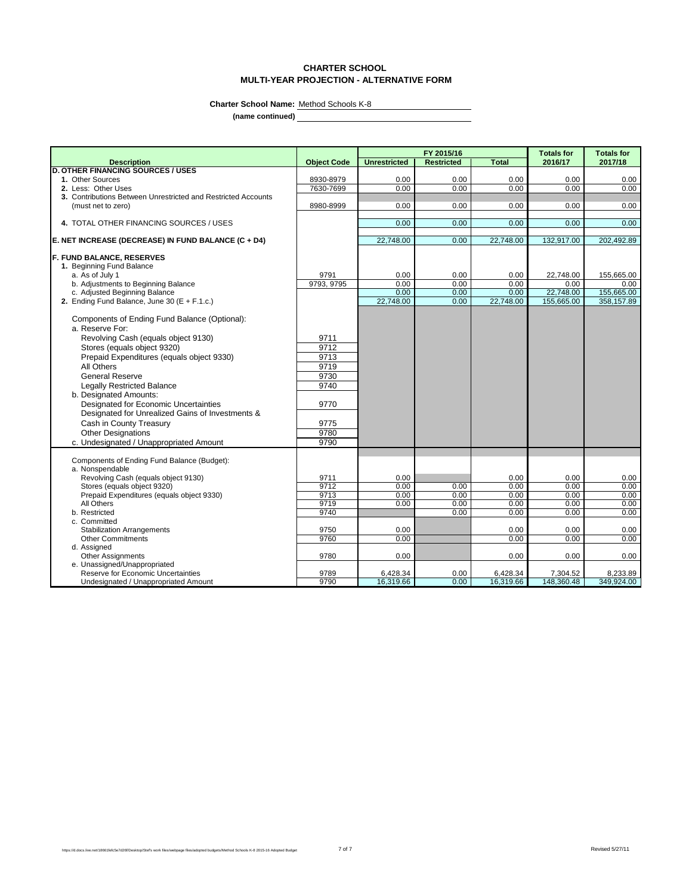# CHARTER SCHOOL
## MULTI-YEAR PROJECTION - ALTERNATIVE FORM

**Charter School Name:** Method Schools K-8

**(name continued)**

| Description | Object Code | FY 2015/16 Unrestricted | FY 2015/16 Restricted | FY 2015/16 Total | Totals for 2016/17 | Totals for 2017/18 |
|---|---|---|---|---|---|---|
| **D. OTHER FINANCING SOURCES / USES** | | | | | | |
| **1.** Other Sources | 8930-8979 | 0.00 | 0.00 | 0.00 | 0.00 | 0.00 |
| **2.** Less: Other Uses | 7630-7699 | 0.00 | 0.00 | 0.00 | 0.00 | 0.00 |
| **3.** Contributions Between Unrestricted and Restricted Accounts (must net to zero) | 8980-8999 | 0.00 | 0.00 | 0.00 | 0.00 | 0.00 |
| **4.** TOTAL OTHER FINANCING SOURCES / USES | | 0.00 | 0.00 | 0.00 | 0.00 | 0.00 |
| **E. NET INCREASE (DECREASE) IN FUND BALANCE (C + D4)** | | 22,748.00 | 0.00 | 22,748.00 | 132,917.00 | 202,492.89 |
| **F. FUND BALANCE, RESERVES** | | | | | | |
| **1.** Beginning Fund Balance | | | | | | |
| a. As of July 1 | 9791 | 0.00 | 0.00 | 0.00 | 22,748.00 | 155,665.00 |
| b. Adjustments to Beginning Balance | 9793, 9795 | 0.00 | 0.00 | 0.00 | 0.00 | 0.00 |
| c. Adjusted Beginning Balance | | 0.00 | 0.00 | 0.00 | 22,748.00 | 155,665.00 |
| **2.** Ending Fund Balance, June 30 (E + F.1.c.) | | 22,748.00 | 0.00 | 22,748.00 | 155,665.00 | 358,157.89 |
| Components of Ending Fund Balance (Optional): | | | | | | |
| a. Reserve For: | | | | | | |
| Revolving Cash (equals object 9130) | 9711 | | | | | |
| Stores (equals object 9320) | 9712 | | | | | |
| Prepaid Expenditures (equals object 9330) | 9713 | | | | | |
| All Others | 9719 | | | | | |
| General Reserve | 9730 | | | | | |
| Legally Restricted Balance | 9740 | | | | | |
| b. Designated Amounts: | | | | | | |
| Designated for Economic Uncertainties | 9770 | | | | | |
| Designated for Unrealized Gains of Investments & Cash in County Treasury | 9775 | | | | | |
| Other Designations | 9780 | | | | | |
| c. Undesignated / Unappropriated Amount | 9790 | | | | | |
| Components of Ending Fund Balance (Budget): | | | | | | |
| a. Nonspendable | | | | | | |
| Revolving Cash (equals object 9130) | 9711 | 0.00 | | 0.00 | 0.00 | 0.00 |
| Stores (equals object 9320) | 9712 | 0.00 | 0.00 | 0.00 | 0.00 | 0.00 |
| Prepaid Expenditures (equals object 9330) | 9713 | 0.00 | 0.00 | 0.00 | 0.00 | 0.00 |
| All Others | 9719 | 0.00 | 0.00 | 0.00 | 0.00 | 0.00 |
| b. Restricted | 9740 | | 0.00 | 0.00 | 0.00 | 0.00 |
| c. Committed | | | | | | |
| Stabilization Arrangements | 9750 | 0.00 | | 0.00 | 0.00 | 0.00 |
| Other Commitments | 9760 | 0.00 | | 0.00 | 0.00 | 0.00 |
| d. Assigned | | | | | | |
| Other Assignments | 9780 | 0.00 | | 0.00 | 0.00 | 0.00 |
| e. Unassigned/Unappropriated | | | | | | |
| Reserve for Economic Uncertainties | 9789 | 6,428.34 | 0.00 | 6,428.34 | 7,304.52 | 8,233.89 |
| Undesignated / Unappropriated Amount | 9790 | 16,319.66 | 0.00 | 16,319.66 | 148,360.48 | 349,924.00 |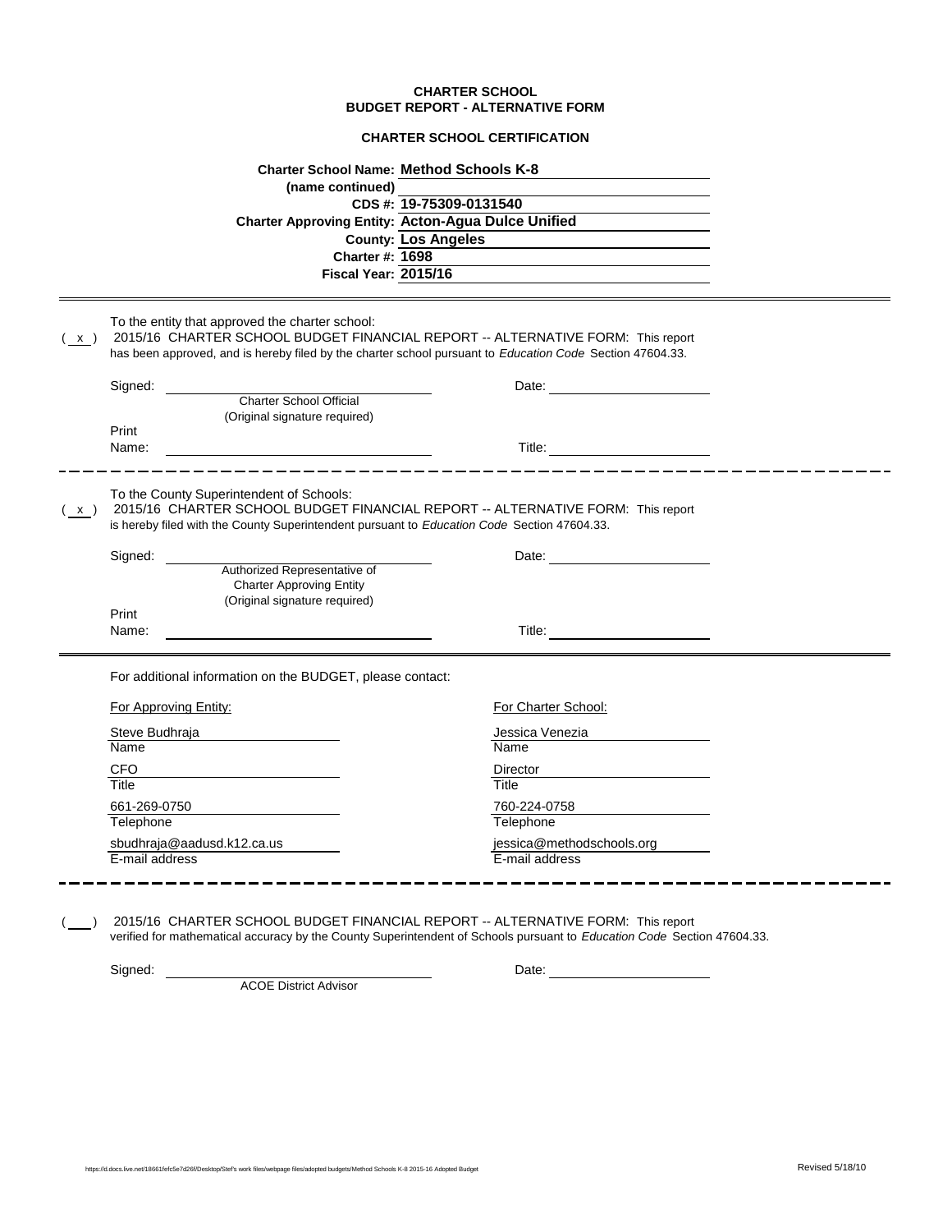**CHARTER SCHOOL**
**BUDGET REPORT - ALTERNATIVE FORM**

**CHARTER SCHOOL CERTIFICATION**

**Charter School Name:** **Method Schools K-8**
**(name continued)**
**CDS #:** **19-75309-0131540**
**Charter Approving Entity:** **Acton-Agua Dulce Unified**
**County:** **Los Angeles**
**Charter #:** **1698**
**Fiscal Year:** **2015/16**

---

( x ) To the entity that approved the charter school:
2015/16 CHARTER SCHOOL BUDGET FINANCIAL REPORT -- ALTERNATIVE FORM: This report has been approved, and is hereby filed by the charter school pursuant to *Education Code* Section 47604.33.

Signed: ______________________ Date: ______________________
Charter School Official
(Original signature required)

Print Name: ______________________ Title: ______________________

---

( x ) To the County Superintendent of Schools:
2015/16 CHARTER SCHOOL BUDGET FINANCIAL REPORT -- ALTERNATIVE FORM: This report is hereby filed with the County Superintendent pursuant to *Education Code* Section 47604.33.

Signed: ______________________ Date: ______________________
Authorized Representative of
Charter Approving Entity
(Original signature required)

Print Name: ______________________ Title: ______________________

---

For additional information on the BUDGET, please contact:

| For Approving Entity: | For Charter School: |
|---|---|
| Steve Budhraja | Jessica Venezia |
| Name | Name |
| CFO | Director |
| Title | Title |
| 661-269-0750 | 760-224-0758 |
| Telephone | Telephone |
| sbudhraja@aadusd.k12.ca.us | jessica@methodschools.org |
| E-mail address | E-mail address |

---

( ) 2015/16 CHARTER SCHOOL BUDGET FINANCIAL REPORT -- ALTERNATIVE FORM: This report verified for mathematical accuracy by the County Superintendent of Schools pursuant to *Education Code* Section 47604.33.

Signed: ______________________ Date: ______________________
ACOE District Advisor

https://d.docs.live.net/18661fefc5e7d26f/Desktop/Stef's work files/webpage files/adopted budgets/Method Schools K-8 2015-16 Adopted Budget

Revised 5/18/10